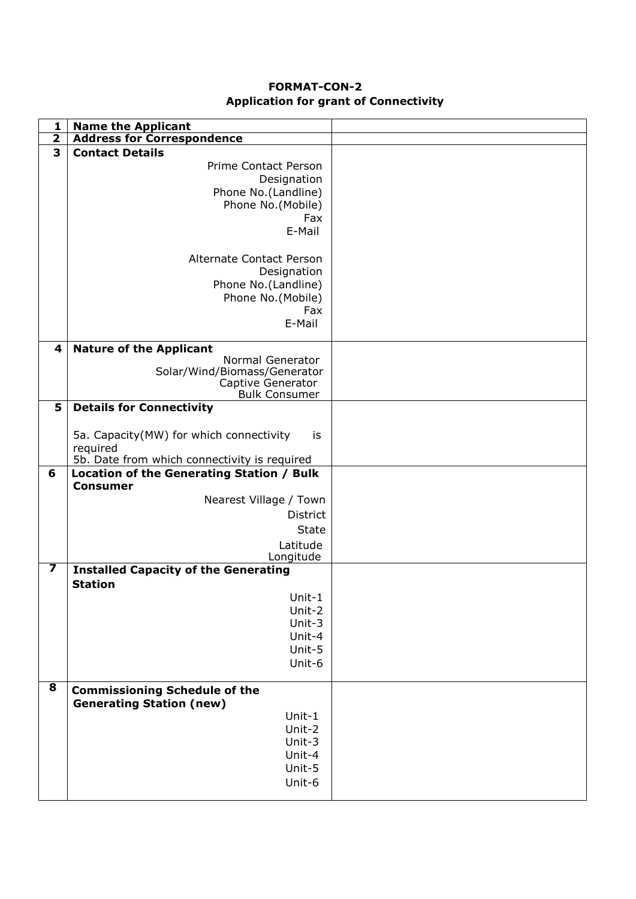**FORMAT-CON-2**

**Application for grant of Connectivity**

| | | |
|---|---|---|
| **1** | **Name the Applicant** | |
| **2** | **Address for Correspondence** | |
| **3** | **Contact Details**<br>Prime Contact Person<br>Designation<br>Phone No.(Landline)<br>Phone No.(Mobile)<br>Fax<br>E-Mail<br><br>Alternate Contact Person<br>Designation<br>Phone No.(Landline)<br>Phone No.(Mobile)<br>Fax<br>E-Mail | |
| **4** | **Nature of the Applicant**<br>Normal Generator<br>Solar/Wind/Biomass/Generator<br>Captive Generator<br>Bulk Consumer | |
| **5** | **Details for Connectivity**<br><br>5a. Capacity(MW) for which connectivity is required<br>5b. Date from which connectivity is required | |
| **6** | **Location of the Generating Station / Bulk Consumer**<br>Nearest Village / Town<br>District<br>State<br>Latitude<br>Longitude | |
| **7** | **Installed Capacity of the Generating Station**<br>Unit-1<br>Unit-2<br>Unit-3<br>Unit-4<br>Unit-5<br>Unit-6 | |
| **8** | **Commissioning Schedule of the Generating Station (new)**<br>Unit-1<br>Unit-2<br>Unit-3<br>Unit-4<br>Unit-5<br>Unit-6 | |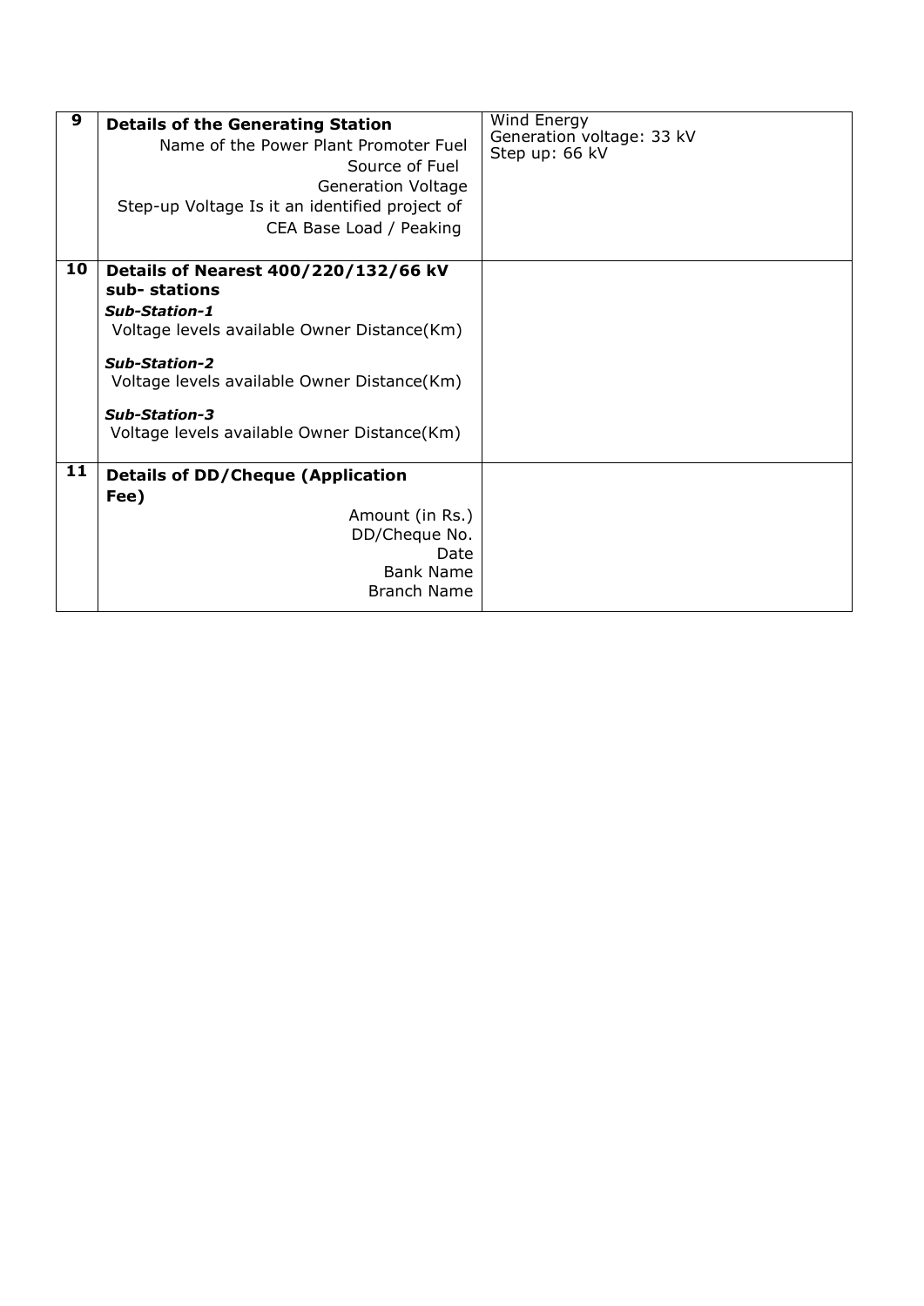| | | |
|---|---|---|
| **9** | **Details of the Generating Station**<br>Name of the Power Plant Promoter Fuel<br>Source of Fuel<br>Generation Voltage<br>Step-up Voltage Is it an identified project of<br>CEA Base Load / Peaking | Wind Energy<br>Generation voltage: 33 kV<br>Step up: 66 kV |
| **10** | **Details of Nearest 400/220/132/66 kV sub- stations**<br>***Sub-Station-1***<br>Voltage levels available Owner Distance(Km)<br>***Sub-Station-2***<br>Voltage levels available Owner Distance(Km)<br>***Sub-Station-3***<br>Voltage levels available Owner Distance(Km) | |
| **11** | **Details of DD/Cheque (Application Fee)**<br>Amount (in Rs.)<br>DD/Cheque No.<br>Date<br>Bank Name<br>Branch Name | |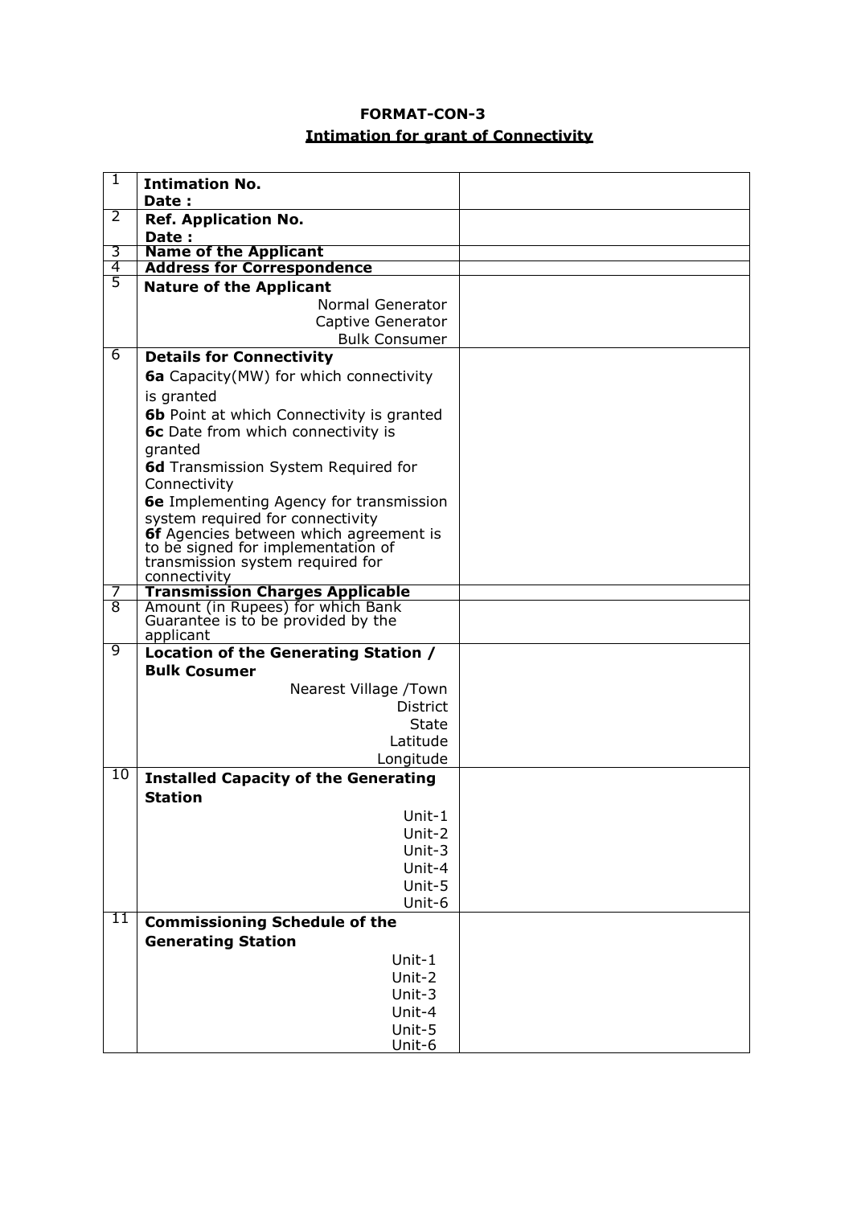**FORMAT-CON-3**

**Intimation for grant of Connectivity**

| | | |
|---|---|---|
| 1 | **Intimation No.**<br>**Date :** | |
| 2 | **Ref. Application No.**<br>**Date :** | |
| 3 | **Name of the Applicant** | |
| 4 | **Address for Correspondence** | |
| 5 | **Nature of the Applicant**<br>Normal Generator<br>Captive Generator<br>Bulk Consumer | |
| 6 | **Details for Connectivity**<br>**6a** Capacity(MW) for which connectivity is granted<br>**6b** Point at which Connectivity is granted<br>**6c** Date from which connectivity is granted<br>**6d** Transmission System Required for Connectivity<br>**6e** Implementing Agency for transmission system required for connectivity<br>**6f** Agencies between which agreement is to be signed for implementation of transmission system required for connectivity | |
| 7 | **Transmission Charges Applicable** | |
| 8 | Amount (in Rupees) for which Bank Guarantee is to be provided by the applicant | |
| 9 | **Location of the Generating Station / Bulk Cosumer**<br>Nearest Village /Town<br>District<br>State<br>Latitude<br>Longitude | |
| 10 | **Installed Capacity of the Generating Station**<br>Unit-1<br>Unit-2<br>Unit-3<br>Unit-4<br>Unit-5<br>Unit-6 | |
| 11 | **Commissioning Schedule of the Generating Station**<br>Unit-1<br>Unit-2<br>Unit-3<br>Unit-4<br>Unit-5<br>Unit-6 | |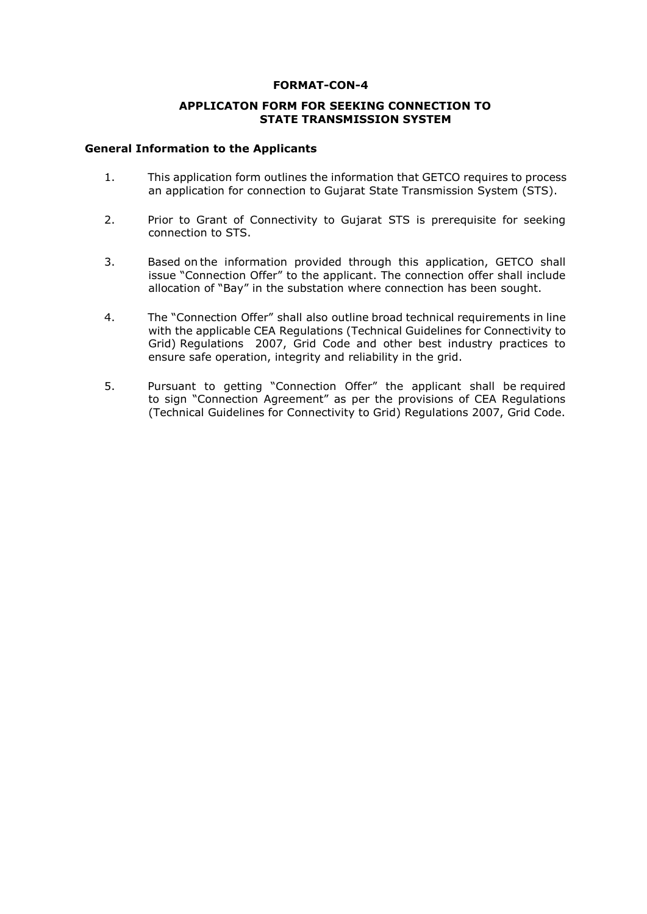**FORMAT-CON-4**

**APPLICATON FORM FOR SEEKING CONNECTION TO STATE TRANSMISSION SYSTEM**

**General Information to the Applicants**

1. This application form outlines the information that GETCO requires to process an application for connection to Gujarat State Transmission System (STS).

2. Prior to Grant of Connectivity to Gujarat STS is prerequisite for seeking connection to STS.

3. Based on the information provided through this application, GETCO shall issue "Connection Offer" to the applicant. The connection offer shall include allocation of "Bay" in the substation where connection has been sought.

4. The "Connection Offer" shall also outline broad technical requirements in line with the applicable CEA Regulations (Technical Guidelines for Connectivity to Grid) Regulations 2007, Grid Code and other best industry practices to ensure safe operation, integrity and reliability in the grid.

5. Pursuant to getting "Connection Offer" the applicant shall be required to sign "Connection Agreement" as per the provisions of CEA Regulations (Technical Guidelines for Connectivity to Grid) Regulations 2007, Grid Code.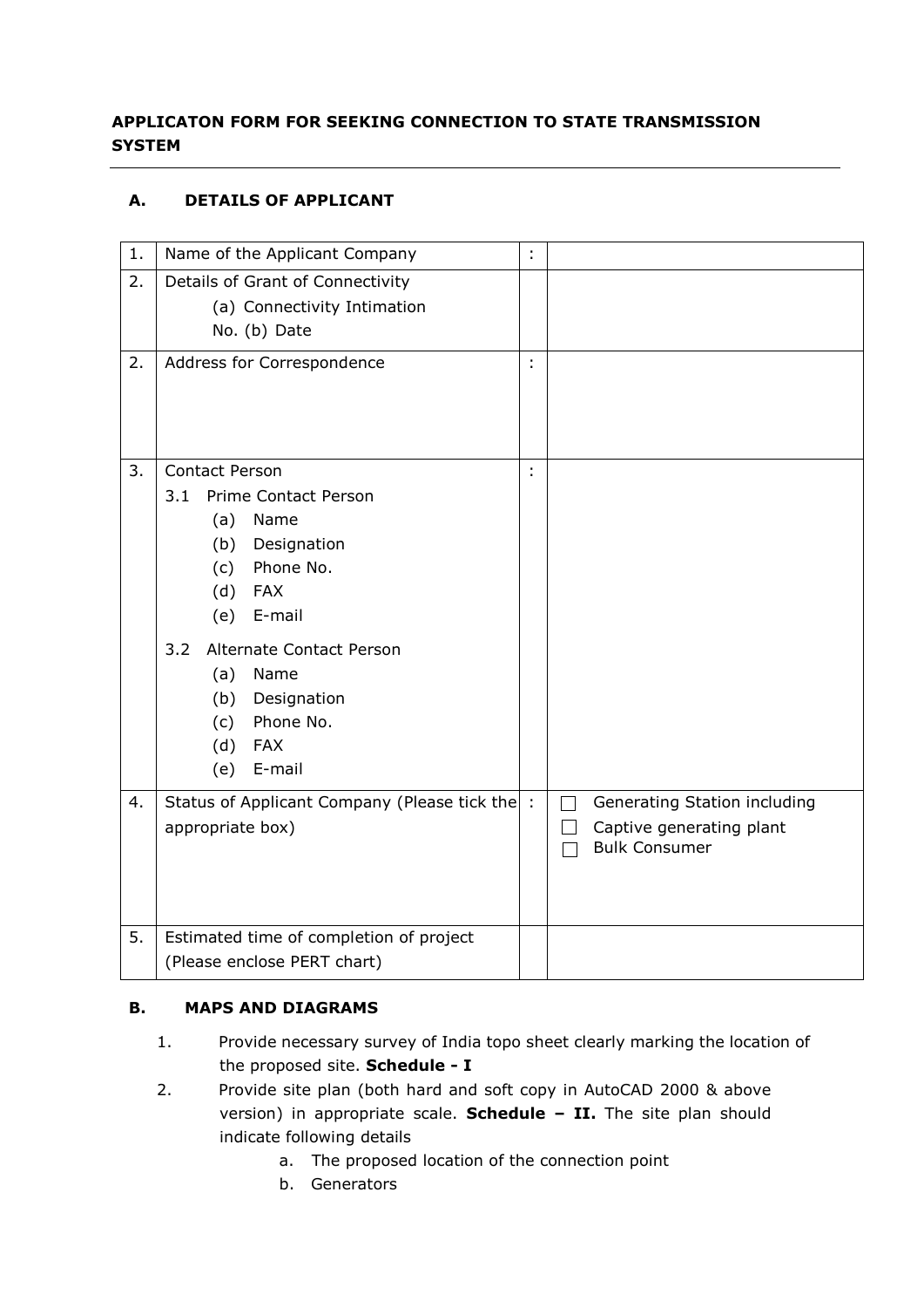**APPLICATON FORM FOR SEEKING CONNECTION TO STATE TRANSMISSION SYSTEM**

---

### A. DETAILS OF APPLICANT

| | | | |
|---|---|---|---|
| 1. | Name of the Applicant Company | : | |
| 2. | Details of Grant of Connectivity<br>(a) Connectivity Intimation No. (b) Date | | |
| 2. | Address for Correspondence | : | |
| 3. | Contact Person<br>3.1 Prime Contact Person<br>(a) Name<br>(b) Designation<br>(c) Phone No.<br>(d) FAX<br>(e) E-mail<br>3.2 Alternate Contact Person<br>(a) Name<br>(b) Designation<br>(c) Phone No.<br>(d) FAX<br>(e) E-mail | : | |
| 4. | Status of Applicant Company (Please tick the appropriate box) | : | ☐ Generating Station including<br>☐ Captive generating plant<br>☐ Bulk Consumer |
| 5. | Estimated time of completion of project (Please enclose PERT chart) | | |

### B. MAPS AND DIAGRAMS

1. Provide necessary survey of India topo sheet clearly marking the location of the proposed site. **Schedule - I**
2. Provide site plan (both hard and soft copy in AutoCAD 2000 & above version) in appropriate scale. **Schedule – II.** The site plan should indicate following details
   a. The proposed location of the connection point
   b. Generators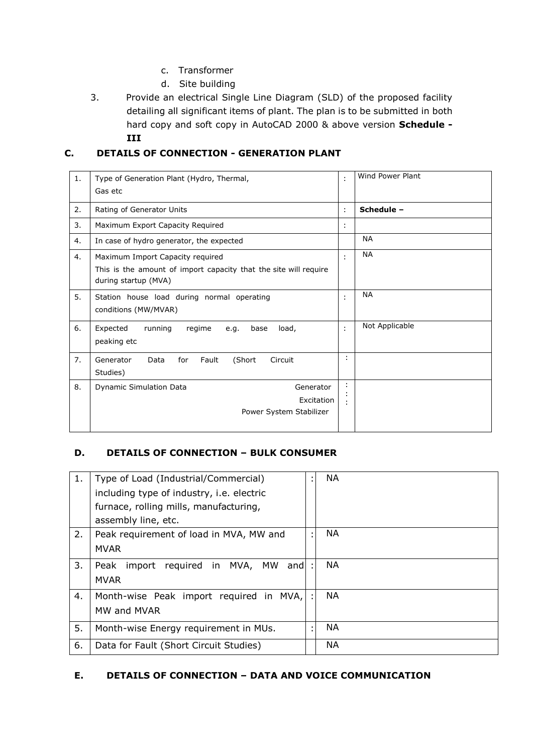c. Transformer
d. Site building

3. Provide an electrical Single Line Diagram (SLD) of the proposed facility detailing all significant items of plant. The plan is to be submitted in both hard copy and soft copy in AutoCAD 2000 & above version **Schedule - III**

## C. DETAILS OF CONNECTION - GENERATION PLANT

| | | | |
|---|---|---|---|
| 1. | Type of Generation Plant (Hydro, Thermal, Gas etc | : | Wind Power Plant |
| 2. | Rating of Generator Units | : | **Schedule –** |
| 3. | Maximum Export Capacity Required | : | |
| 4. | In case of hydro generator, the expected | | NA |
| 4. | Maximum Import Capacity required<br>This is the amount of import capacity that the site will require during startup (MVA) | : | NA |
| 5. | Station house load during normal operating conditions (MW/MVAR) | : | NA |
| 6. | Expected running regime e.g. base load, peaking etc | : | Not Applicable |
| 7. | Generator Data for Fault (Short Circuit Studies) | : | |
| 8. | Dynamic Simulation Data Generator<br>Excitation<br>Power System Stabilizer | :<br>:<br>: | |

## D. DETAILS OF CONNECTION – BULK CONSUMER

| | | | |
|---|---|---|---|
| 1. | Type of Load (Industrial/Commercial) including type of industry, i.e. electric furnace, rolling mills, manufacturing, assembly line, etc. | : | NA |
| 2. | Peak requirement of load in MVA, MW and MVAR | : | NA |
| 3. | Peak import required in MVA, MW and MVAR | : | NA |
| 4. | Month-wise Peak import required in MVA, MW and MVAR | : | NA |
| 5. | Month-wise Energy requirement in MUs. | : | NA |
| 6. | Data for Fault (Short Circuit Studies) | | NA |

## E. DETAILS OF CONNECTION – DATA AND VOICE COMMUNICATION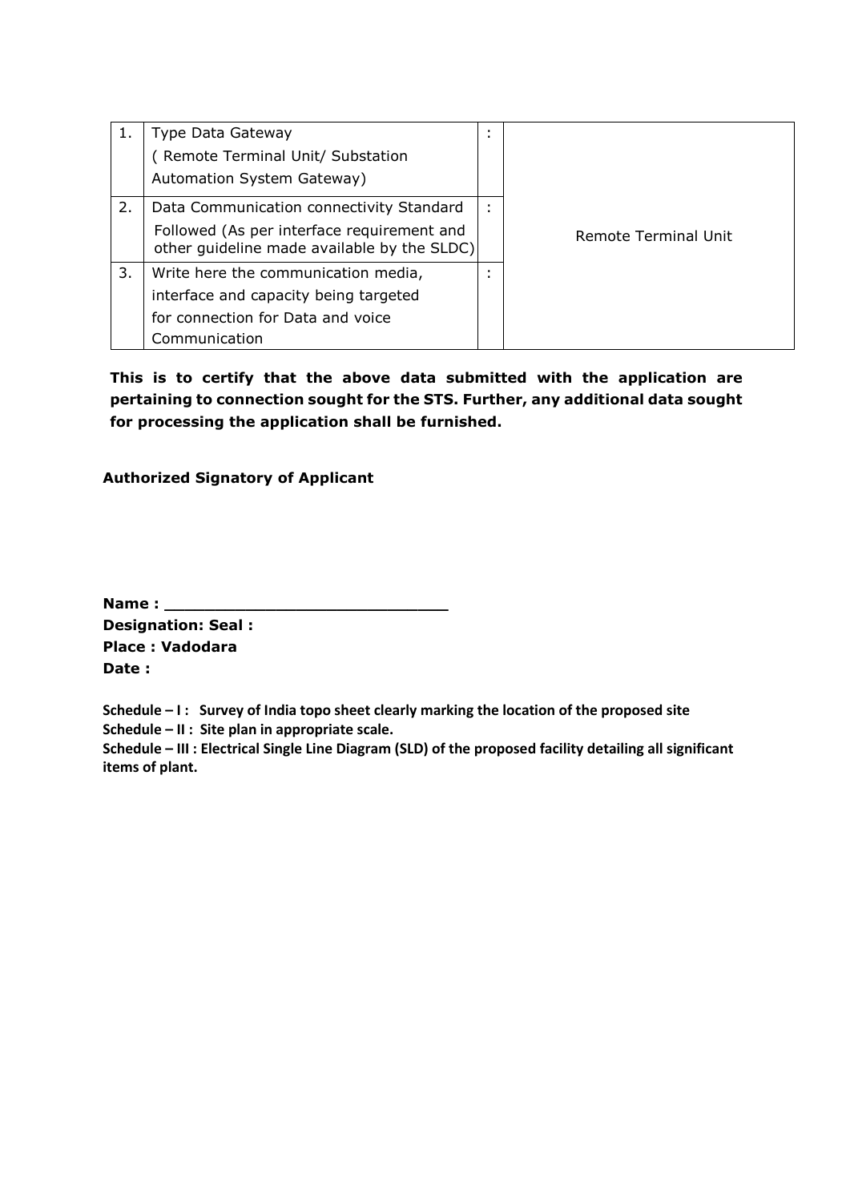| | | | |
|---|---|---|---|
| 1. | Type Data Gateway ( Remote Terminal Unit/ Substation Automation System Gateway) | : | Remote Terminal Unit |
| 2. | Data Communication connectivity Standard Followed (As per interface requirement and other guideline made available by the SLDC) | : | |
| 3. | Write here the communication media, interface and capacity being targeted for connection for Data and voice Communication | : | |

**This is to certify that the above data submitted with the application are pertaining to connection sought for the STS. Further, any additional data sought for processing the application shall be furnished.**

**Authorized Signatory of Applicant**

**Name : ____________________________**
**Designation: Seal :**
**Place : Vadodara**
**Date :**

**Schedule – I : Survey of India topo sheet clearly marking the location of the proposed site**
**Schedule – II : Site plan in appropriate scale.**
**Schedule – III : Electrical Single Line Diagram (SLD) of the proposed facility detailing all significant items of plant.**